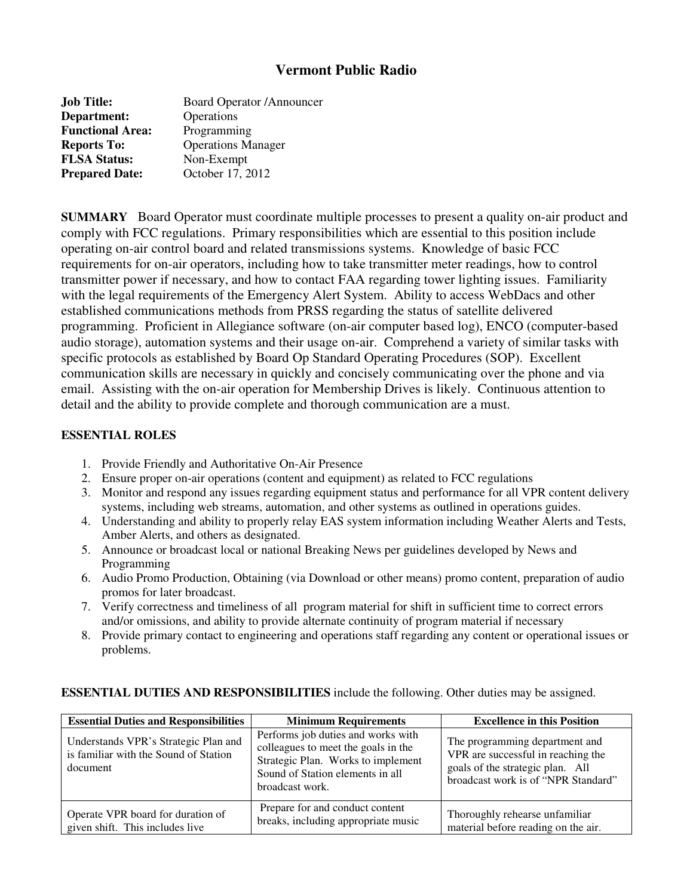# Vermont Public Radio

**Job Title:** Board Operator /Announcer
**Department:** Operations
**Functional Area:** Programming
**Reports To:** Operations Manager
**FLSA Status:** Non-Exempt
**Prepared Date:** October 17, 2012

**SUMMARY** Board Operator must coordinate multiple processes to present a quality on-air product and comply with FCC regulations. Primary responsibilities which are essential to this position include operating on-air control board and related transmissions systems. Knowledge of basic FCC requirements for on-air operators, including how to take transmitter meter readings, how to control transmitter power if necessary, and how to contact FAA regarding tower lighting issues. Familiarity with the legal requirements of the Emergency Alert System. Ability to access WebDacs and other established communications methods from PRSS regarding the status of satellite delivered programming. Proficient in Allegiance software (on-air computer based log), ENCO (computer-based audio storage), automation systems and their usage on-air. Comprehend a variety of similar tasks with specific protocols as established by Board Op Standard Operating Procedures (SOP). Excellent communication skills are necessary in quickly and concisely communicating over the phone and via email. Assisting with the on-air operation for Membership Drives is likely. Continuous attention to detail and the ability to provide complete and thorough communication are a must.

**ESSENTIAL ROLES**

1. Provide Friendly and Authoritative On-Air Presence
2. Ensure proper on-air operations (content and equipment) as related to FCC regulations
3. Monitor and respond any issues regarding equipment status and performance for all VPR content delivery systems, including web streams, automation, and other systems as outlined in operations guides.
4. Understanding and ability to properly relay EAS system information including Weather Alerts and Tests, Amber Alerts, and others as designated.
5. Announce or broadcast local or national Breaking News per guidelines developed by News and Programming
6. Audio Promo Production, Obtaining (via Download or other means) promo content, preparation of audio promos for later broadcast.
7. Verify correctness and timeliness of all program material for shift in sufficient time to correct errors and/or omissions, and ability to provide alternate continuity of program material if necessary
8. Provide primary contact to engineering and operations staff regarding any content or operational issues or problems.

**ESSENTIAL DUTIES AND RESPONSIBILITIES** include the following. Other duties may be assigned.

| Essential Duties and Responsibilities | Minimum Requirements | Excellence in this Position |
|---|---|---|
| Understands VPR's Strategic Plan and is familiar with the Sound of Station document | Performs job duties and works with colleagues to meet the goals in the Strategic Plan. Works to implement Sound of Station elements in all broadcast work. | The programming department and VPR are successful in reaching the goals of the strategic plan. All broadcast work is of "NPR Standard" |
| Operate VPR board for duration of given shift. This includes live | Prepare for and conduct content breaks, including appropriate music | Thoroughly rehearse unfamiliar material before reading on the air. |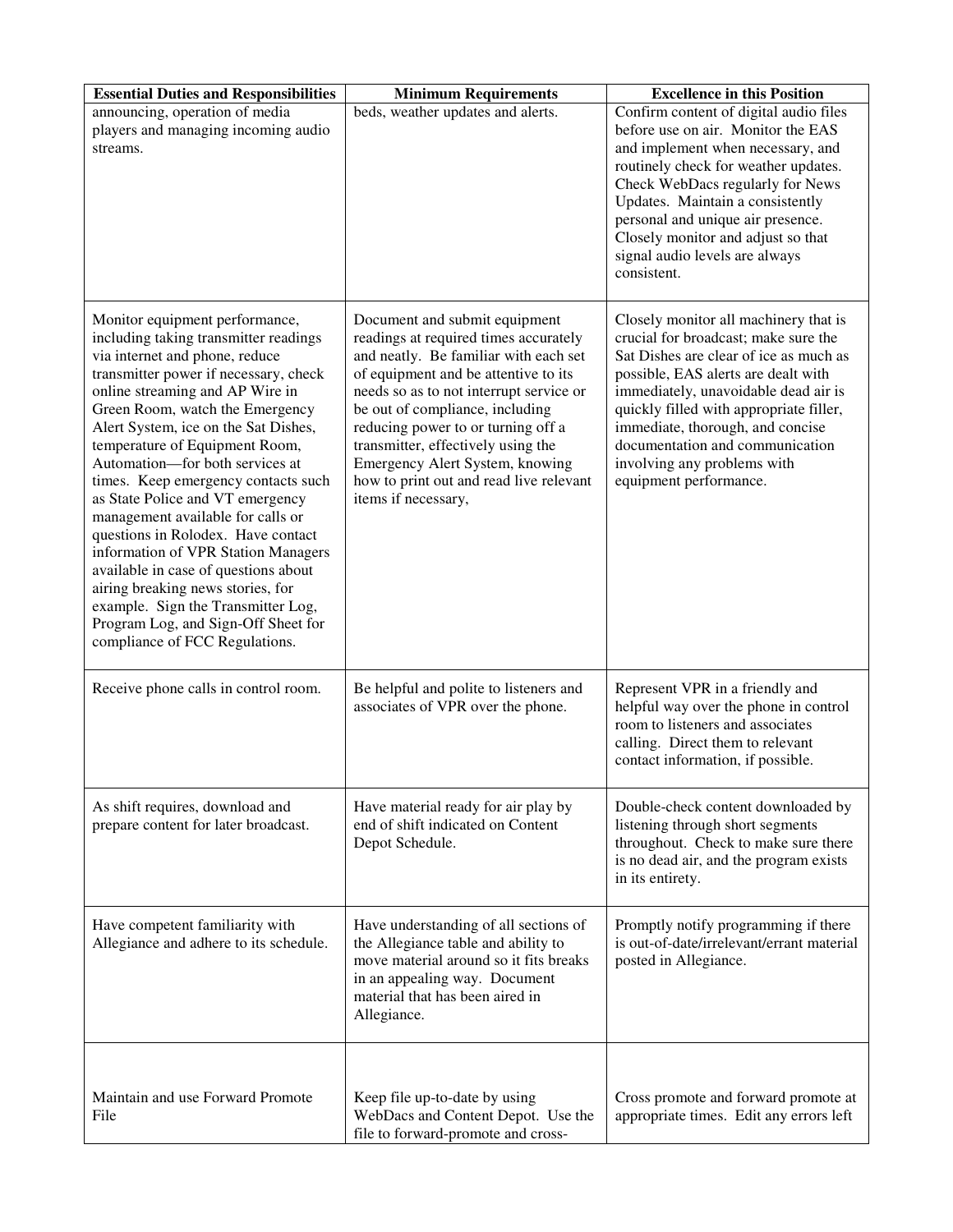| Essential Duties and Responsibilities | Minimum Requirements | Excellence in this Position |
|---|---|---|
| announcing, operation of media players and managing incoming audio streams. | beds, weather updates and alerts. | Confirm content of digital audio files before use on air. Monitor the EAS and implement when necessary, and routinely check for weather updates. Check WebDacs regularly for News Updates. Maintain a consistently personal and unique air presence. Closely monitor and adjust so that signal audio levels are always consistent. |
| Monitor equipment performance, including taking transmitter readings via internet and phone, reduce transmitter power if necessary, check online streaming and AP Wire in Green Room, watch the Emergency Alert System, ice on the Sat Dishes, temperature of Equipment Room, Automation—for both services at times. Keep emergency contacts such as State Police and VT emergency management available for calls or questions in Rolodex. Have contact information of VPR Station Managers available in case of questions about airing breaking news stories, for example. Sign the Transmitter Log, Program Log, and Sign-Off Sheet for compliance of FCC Regulations. | Document and submit equipment readings at required times accurately and neatly. Be familiar with each set of equipment and be attentive to its needs so as to not interrupt service or be out of compliance, including reducing power to or turning off a transmitter, effectively using the Emergency Alert System, knowing how to print out and read live relevant items if necessary, | Closely monitor all machinery that is crucial for broadcast; make sure the Sat Dishes are clear of ice as much as possible, EAS alerts are dealt with immediately, unavoidable dead air is quickly filled with appropriate filler, immediate, thorough, and concise documentation and communication involving any problems with equipment performance. |
| Receive phone calls in control room. | Be helpful and polite to listeners and associates of VPR over the phone. | Represent VPR in a friendly and helpful way over the phone in control room to listeners and associates calling. Direct them to relevant contact information, if possible. |
| As shift requires, download and prepare content for later broadcast. | Have material ready for air play by end of shift indicated on Content Depot Schedule. | Double-check content downloaded by listening through short segments throughout. Check to make sure there is no dead air, and the program exists in its entirety. |
| Have competent familiarity with Allegiance and adhere to its schedule. | Have understanding of all sections of the Allegiance table and ability to move material around so it fits breaks in an appealing way. Document material that has been aired in Allegiance. | Promptly notify programming if there is out-of-date/irrelevant/errant material posted in Allegiance. |
| Maintain and use Forward Promote File | Keep file up-to-date by using WebDacs and Content Depot. Use the file to forward-promote and cross- | Cross promote and forward promote at appropriate times. Edit any errors left |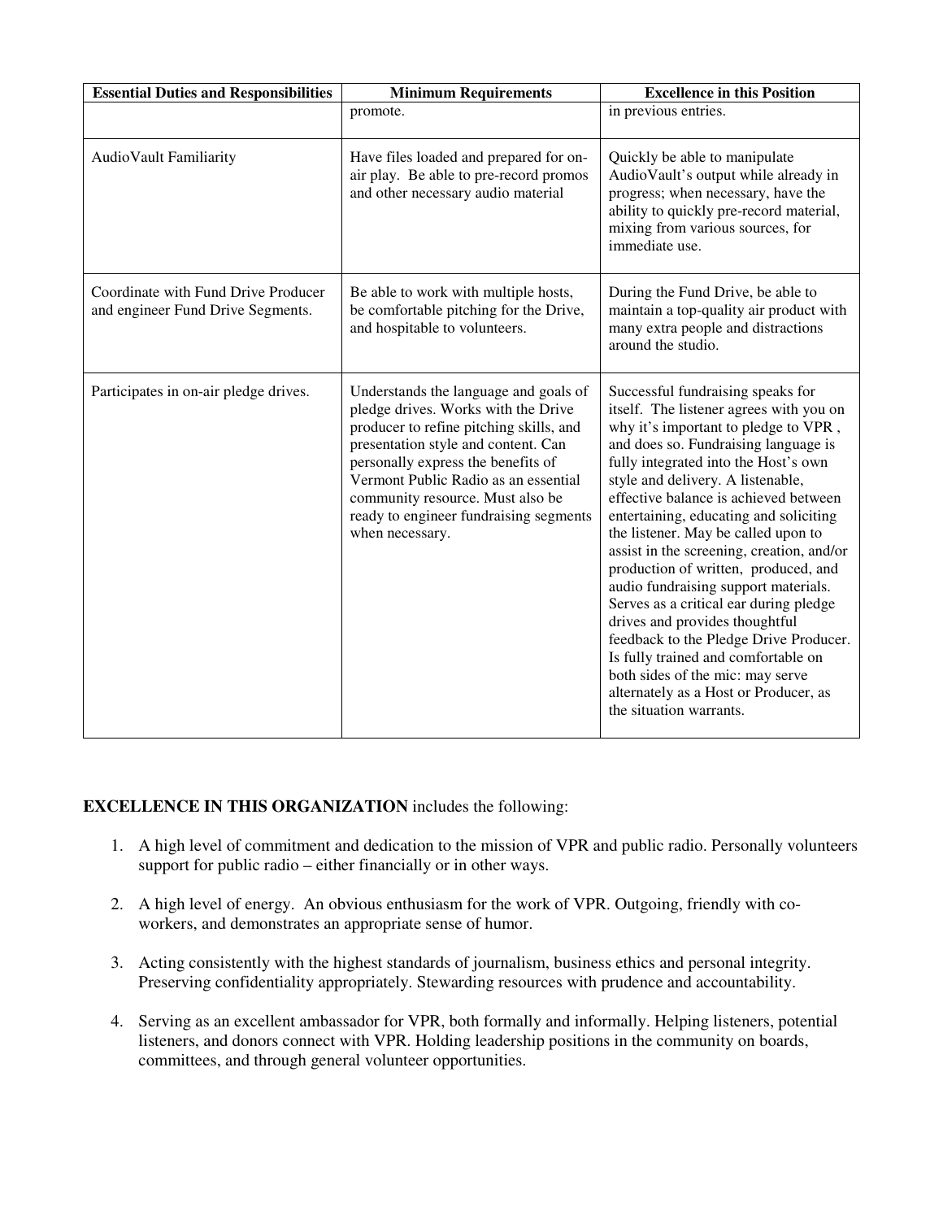| Essential Duties and Responsibilities | Minimum Requirements | Excellence in this Position |
|---|---|---|
| | promote. | in previous entries. |
| AudioVault Familiarity | Have files loaded and prepared for on-air play. Be able to pre-record promos and other necessary audio material | Quickly be able to manipulate AudioVault's output while already in progress; when necessary, have the ability to quickly pre-record material, mixing from various sources, for immediate use. |
| Coordinate with Fund Drive Producer and engineer Fund Drive Segments. | Be able to work with multiple hosts, be comfortable pitching for the Drive, and hospitable to volunteers. | During the Fund Drive, be able to maintain a top-quality air product with many extra people and distractions around the studio. |
| Participates in on-air pledge drives. | Understands the language and goals of pledge drives. Works with the Drive producer to refine pitching skills, and presentation style and content. Can personally express the benefits of Vermont Public Radio as an essential community resource. Must also be ready to engineer fundraising segments when necessary. | Successful fundraising speaks for itself. The listener agrees with you on why it's important to pledge to VPR , and does so. Fundraising language is fully integrated into the Host's own style and delivery. A listenable, effective balance is achieved between entertaining, educating and soliciting the listener. May be called upon to assist in the screening, creation, and/or production of written, produced, and audio fundraising support materials. Serves as a critical ear during pledge drives and provides thoughtful feedback to the Pledge Drive Producer. Is fully trained and comfortable on both sides of the mic: may serve alternately as a Host or Producer, as the situation warrants. |

**EXCELLENCE IN THIS ORGANIZATION** includes the following:

1. A high level of commitment and dedication to the mission of VPR and public radio. Personally volunteers support for public radio – either financially or in other ways.

2. A high level of energy. An obvious enthusiasm for the work of VPR. Outgoing, friendly with co-workers, and demonstrates an appropriate sense of humor.

3. Acting consistently with the highest standards of journalism, business ethics and personal integrity. Preserving confidentiality appropriately. Stewarding resources with prudence and accountability.

4. Serving as an excellent ambassador for VPR, both formally and informally. Helping listeners, potential listeners, and donors connect with VPR. Holding leadership positions in the community on boards, committees, and through general volunteer opportunities.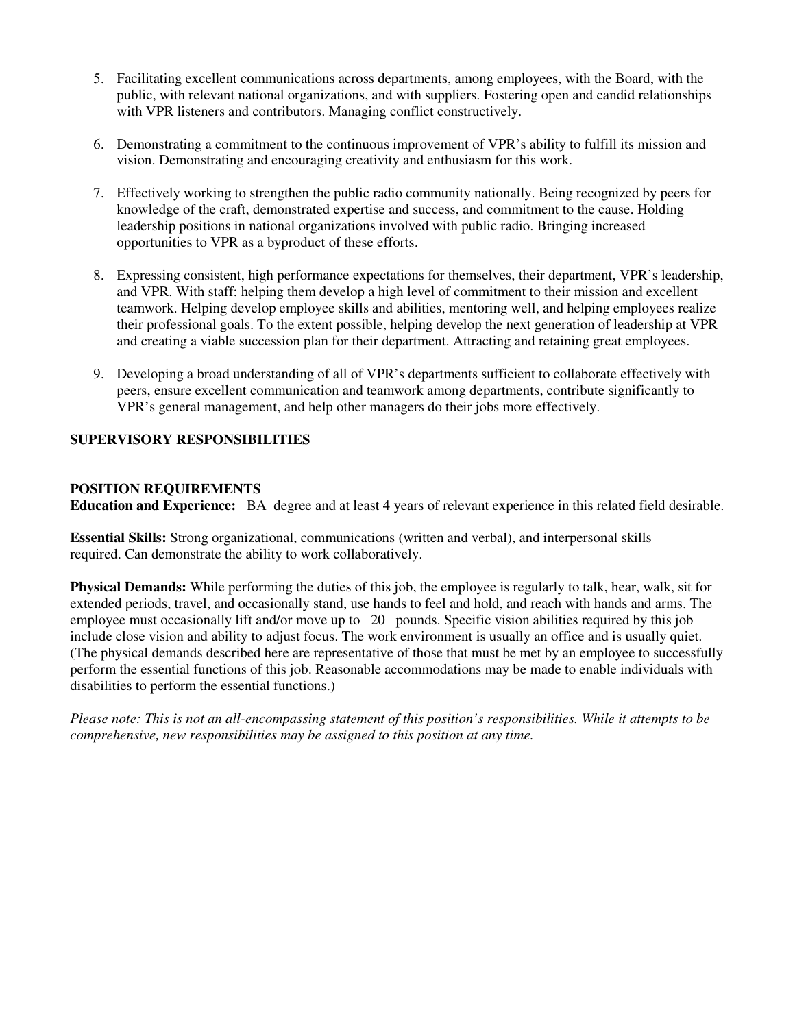5. Facilitating excellent communications across departments, among employees, with the Board, with the public, with relevant national organizations, and with suppliers. Fostering open and candid relationships with VPR listeners and contributors. Managing conflict constructively.

6. Demonstrating a commitment to the continuous improvement of VPR's ability to fulfill its mission and vision. Demonstrating and encouraging creativity and enthusiasm for this work.

7. Effectively working to strengthen the public radio community nationally. Being recognized by peers for knowledge of the craft, demonstrated expertise and success, and commitment to the cause. Holding leadership positions in national organizations involved with public radio. Bringing increased opportunities to VPR as a byproduct of these efforts.

8. Expressing consistent, high performance expectations for themselves, their department, VPR's leadership, and VPR. With staff: helping them develop a high level of commitment to their mission and excellent teamwork. Helping develop employee skills and abilities, mentoring well, and helping employees realize their professional goals. To the extent possible, helping develop the next generation of leadership at VPR and creating a viable succession plan for their department. Attracting and retaining great employees.

9. Developing a broad understanding of all of VPR's departments sufficient to collaborate effectively with peers, ensure excellent communication and teamwork among departments, contribute significantly to VPR's general management, and help other managers do their jobs more effectively.

**SUPERVISORY RESPONSIBILITIES**

**POSITION REQUIREMENTS**

**Education and Experience:** BA degree and at least 4 years of relevant experience in this related field desirable.

**Essential Skills:** Strong organizational, communications (written and verbal), and interpersonal skills required. Can demonstrate the ability to work collaboratively.

**Physical Demands:** While performing the duties of this job, the employee is regularly to talk, hear, walk, sit for extended periods, travel, and occasionally stand, use hands to feel and hold, and reach with hands and arms. The employee must occasionally lift and/or move up to 20 pounds. Specific vision abilities required by this job include close vision and ability to adjust focus. The work environment is usually an office and is usually quiet. (The physical demands described here are representative of those that must be met by an employee to successfully perform the essential functions of this job. Reasonable accommodations may be made to enable individuals with disabilities to perform the essential functions.)

*Please note: This is not an all-encompassing statement of this position's responsibilities. While it attempts to be comprehensive, new responsibilities may be assigned to this position at any time.*